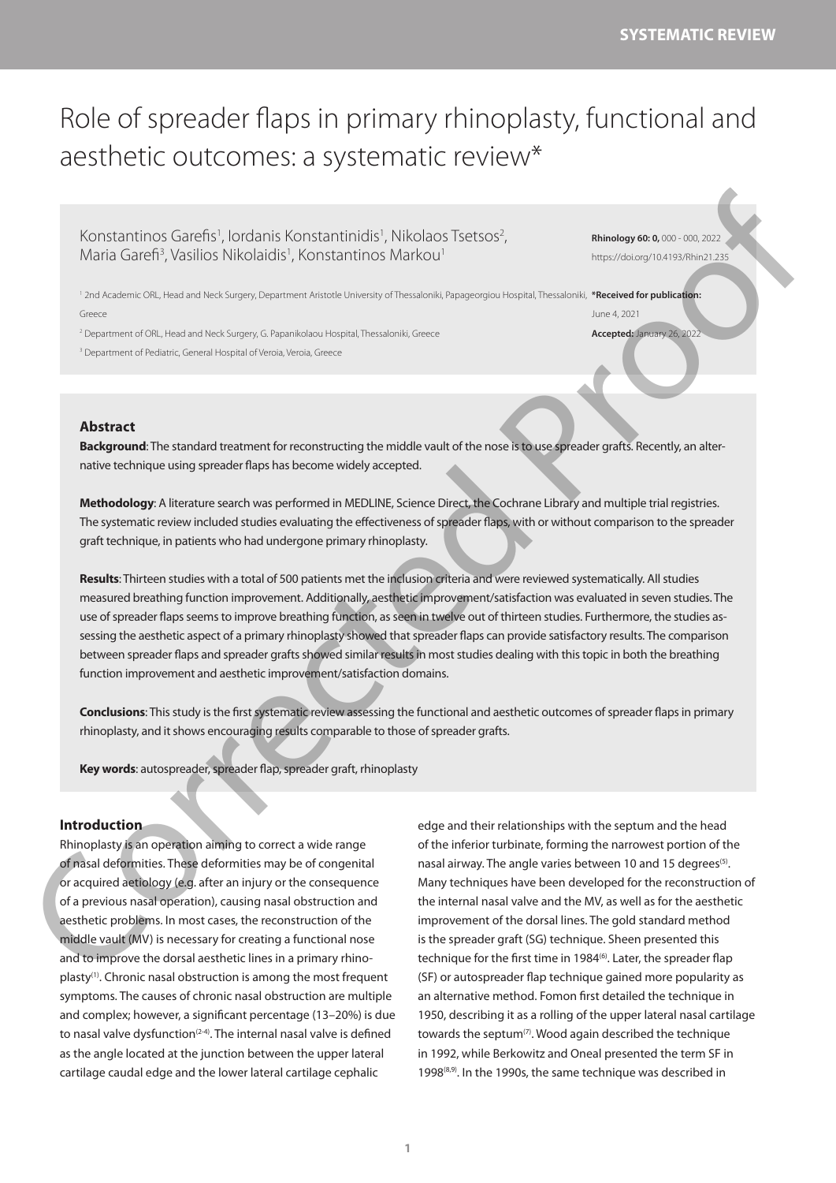SYSTEMATIC REVIEW

# Role of spreader flaps in primary rhinoplasty, functional and aesthetic outcomes: a systematic review*

Konstantinos Garefis[1], Iordanis Konstantinidis[1], Nikolaos Tsetsos[2], Maria Garefi[3], Vasilios Nikolaidis[1], Konstantinos Markou[1]

[1] 2nd Academic ORL, Head and Neck Surgery, Department Aristotle University of Thessaloniki, Papageorgiou Hospital, Thessaloniki, Greece

[2] Department of ORL, Head and Neck Surgery, G. Papanikolaou Hospital, Thessaloniki, Greece

[3] Department of Pediatric, General Hospital of Veroia, Veroia, Greece

Rhinology 60: 0, 000 - 000, 2022
https://doi.org/10.4193/Rhin21.235

***Received for publication:** June 4, 2021
**Accepted:** January 26, 2022

## Abstract

**Background**: The standard treatment for reconstructing the middle vault of the nose is to use spreader grafts. Recently, an alternative technique using spreader flaps has become widely accepted.

**Methodology**: A literature search was performed in MEDLINE, Science Direct, the Cochrane Library and multiple trial registries. The systematic review included studies evaluating the effectiveness of spreader flaps, with or without comparison to the spreader graft technique, in patients who had undergone primary rhinoplasty.

**Results**: Thirteen studies with a total of 500 patients met the inclusion criteria and were reviewed systematically. All studies measured breathing function improvement. Additionally, aesthetic improvement/satisfaction was evaluated in seven studies. The use of spreader flaps seems to improve breathing function, as seen in twelve out of thirteen studies. Furthermore, the studies assessing the aesthetic aspect of a primary rhinoplasty showed that spreader flaps can provide satisfactory results. The comparison between spreader flaps and spreader grafts showed similar results in most studies dealing with this topic in both the breathing function improvement and aesthetic improvement/satisfaction domains.

**Conclusions**: This study is the first systematic review assessing the functional and aesthetic outcomes of spreader flaps in primary rhinoplasty, and it shows encouraging results comparable to those of spreader grafts.

**Key words**: autospreader, spreader flap, spreader graft, rhinoplasty

## Introduction

Rhinoplasty is an operation aiming to correct a wide range of nasal deformities. These deformities may be of congenital or acquired aetiology (e.g. after an injury or the consequence of a previous nasal operation), causing nasal obstruction and aesthetic problems. In most cases, the reconstruction of the middle vault (MV) is necessary for creating a functional nose and to improve the dorsal aesthetic lines in a primary rhinoplasty[1]. Chronic nasal obstruction is among the most frequent symptoms. The causes of chronic nasal obstruction are multiple and complex; however, a significant percentage (13–20%) is due to nasal valve dysfunction[2-4]. The internal nasal valve is defined as the angle located at the junction between the upper lateral cartilage caudal edge and the lower lateral cartilage cephalic edge and their relationships with the septum and the head of the inferior turbinate, forming the narrowest portion of the nasal airway. The angle varies between 10 and 15 degrees[5]. Many techniques have been developed for the reconstruction of the internal nasal valve and the MV, as well as for the aesthetic improvement of the dorsal lines. The gold standard method is the spreader graft (SG) technique. Sheen presented this technique for the first time in 1984[6]. Later, the spreader flap (SF) or autospreader flap technique gained more popularity as an alternative method. Fomon first detailed the technique in 1950, describing it as a rolling of the upper lateral nasal cartilage towards the septum[7]. Wood again described the technique in 1992, while Berkowitz and Oneal presented the term SF in 1998[8,9]. In the 1990s, the same technique was described in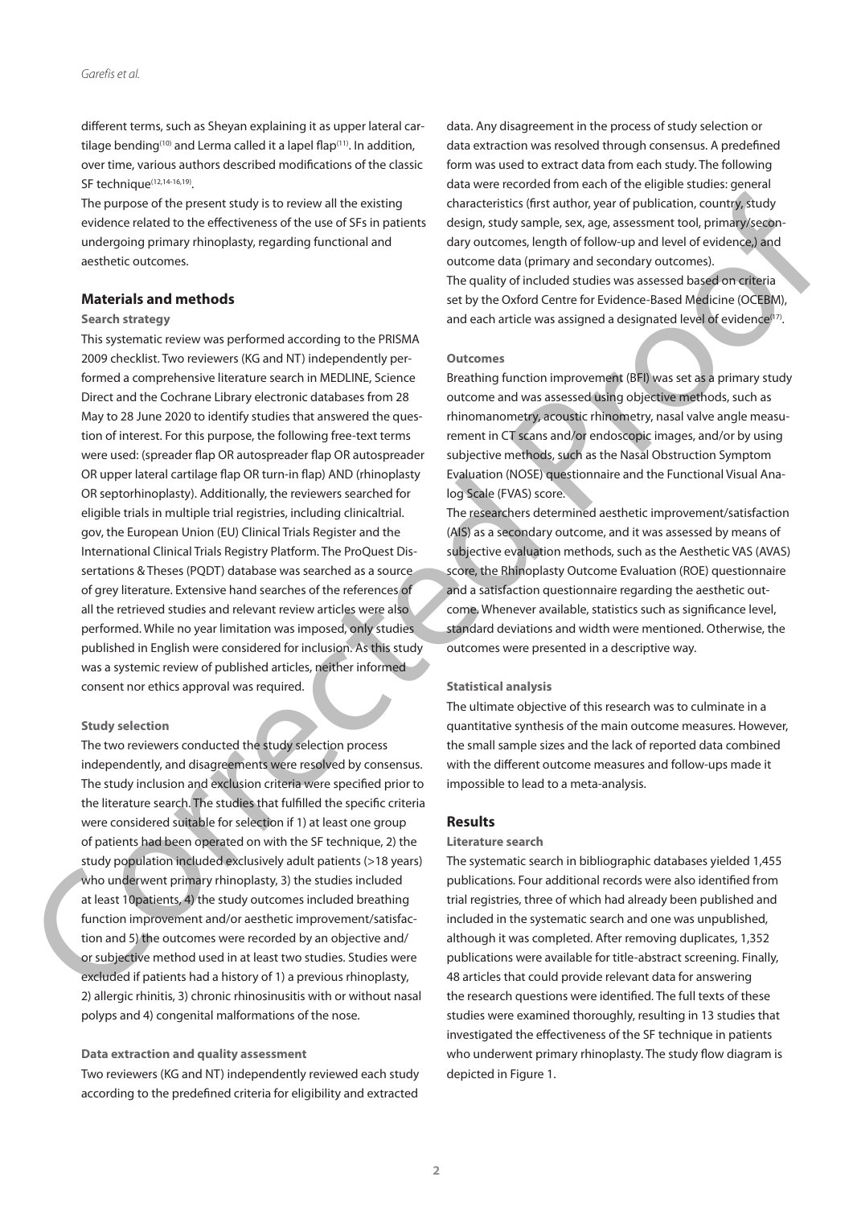different terms, such as Sheyan explaining it as upper lateral cartilage bending[10] and Lerma called it a lapel flap[11]. In addition, over time, various authors described modifications of the classic SF technique[12,14-16,19].

The purpose of the present study is to review all the existing evidence related to the effectiveness of the use of SFs in patients undergoing primary rhinoplasty, regarding functional and aesthetic outcomes.

## Materials and methods

### Search strategy

This systematic review was performed according to the PRISMA 2009 checklist. Two reviewers (KG and NT) independently performed a comprehensive literature search in MEDLINE, Science Direct and the Cochrane Library electronic databases from 28 May to 28 June 2020 to identify studies that answered the question of interest. For this purpose, the following free-text terms were used: (spreader flap OR autospreader flap OR autospreader OR upper lateral cartilage flap OR turn-in flap) AND (rhinoplasty OR septorhinoplasty). Additionally, the reviewers searched for eligible trials in multiple trial registries, including clinicaltrial.gov, the European Union (EU) Clinical Trials Register and the International Clinical Trials Registry Platform. The ProQuest Dissertations & Theses (PQDT) database was searched as a source of grey literature. Extensive hand searches of the references of all the retrieved studies and relevant review articles were also performed. While no year limitation was imposed, only studies published in English were considered for inclusion. As this study was a systemic review of published articles, neither informed consent nor ethics approval was required.

### Study selection

The two reviewers conducted the study selection process independently, and disagreements were resolved by consensus. The study inclusion and exclusion criteria were specified prior to the literature search. The studies that fulfilled the specific criteria were considered suitable for selection if 1) at least one group of patients had been operated on with the SF technique, 2) the study population included exclusively adult patients (>18 years) who underwent primary rhinoplasty, 3) the studies included at least 10patients, 4) the study outcomes included breathing function improvement and/or aesthetic improvement/satisfaction and 5) the outcomes were recorded by an objective and/or subjective method used in at least two studies. Studies were excluded if patients had a history of 1) a previous rhinoplasty, 2) allergic rhinitis, 3) chronic rhinosinusitis with or without nasal polyps and 4) congenital malformations of the nose.

### Data extraction and quality assessment

Two reviewers (KG and NT) independently reviewed each study according to the predefined criteria for eligibility and extracted data. Any disagreement in the process of study selection or data extraction was resolved through consensus. A predefined form was used to extract data from each study. The following data were recorded from each of the eligible studies: general characteristics (first author, year of publication, country, study design, study sample, sex, age, assessment tool, primary/secondary outcomes, length of follow-up and level of evidence,) and outcome data (primary and secondary outcomes).

The quality of included studies was assessed based on criteria set by the Oxford Centre for Evidence-Based Medicine (OCEBM), and each article was assigned a designated level of evidence[17].

### Outcomes

Breathing function improvement (BFI) was set as a primary study outcome and was assessed using objective methods, such as rhinomanometry, acoustic rhinometry, nasal valve angle measurement in CT scans and/or endoscopic images, and/or by using subjective methods, such as the Nasal Obstruction Symptom Evaluation (NOSE) questionnaire and the Functional Visual Analog Scale (FVAS) score.

The researchers determined aesthetic improvement/satisfaction (AIS) as a secondary outcome, and it was assessed by means of subjective evaluation methods, such as the Aesthetic VAS (AVAS) score, the Rhinoplasty Outcome Evaluation (ROE) questionnaire and a satisfaction questionnaire regarding the aesthetic outcome. Whenever available, statistics such as significance level, standard deviations and width were mentioned. Otherwise, the outcomes were presented in a descriptive way.

### Statistical analysis

The ultimate objective of this research was to culminate in a quantitative synthesis of the main outcome measures. However, the small sample sizes and the lack of reported data combined with the different outcome measures and follow-ups made it impossible to lead to a meta-analysis.

## Results

### Literature search

The systematic search in bibliographic databases yielded 1,455 publications. Four additional records were also identified from trial registries, three of which had already been published and included in the systematic search and one was unpublished, although it was completed. After removing duplicates, 1,352 publications were available for title-abstract screening. Finally, 48 articles that could provide relevant data for answering the research questions were identified. The full texts of these studies were examined thoroughly, resulting in 13 studies that investigated the effectiveness of the SF technique in patients who underwent primary rhinoplasty. The study flow diagram is depicted in Figure 1.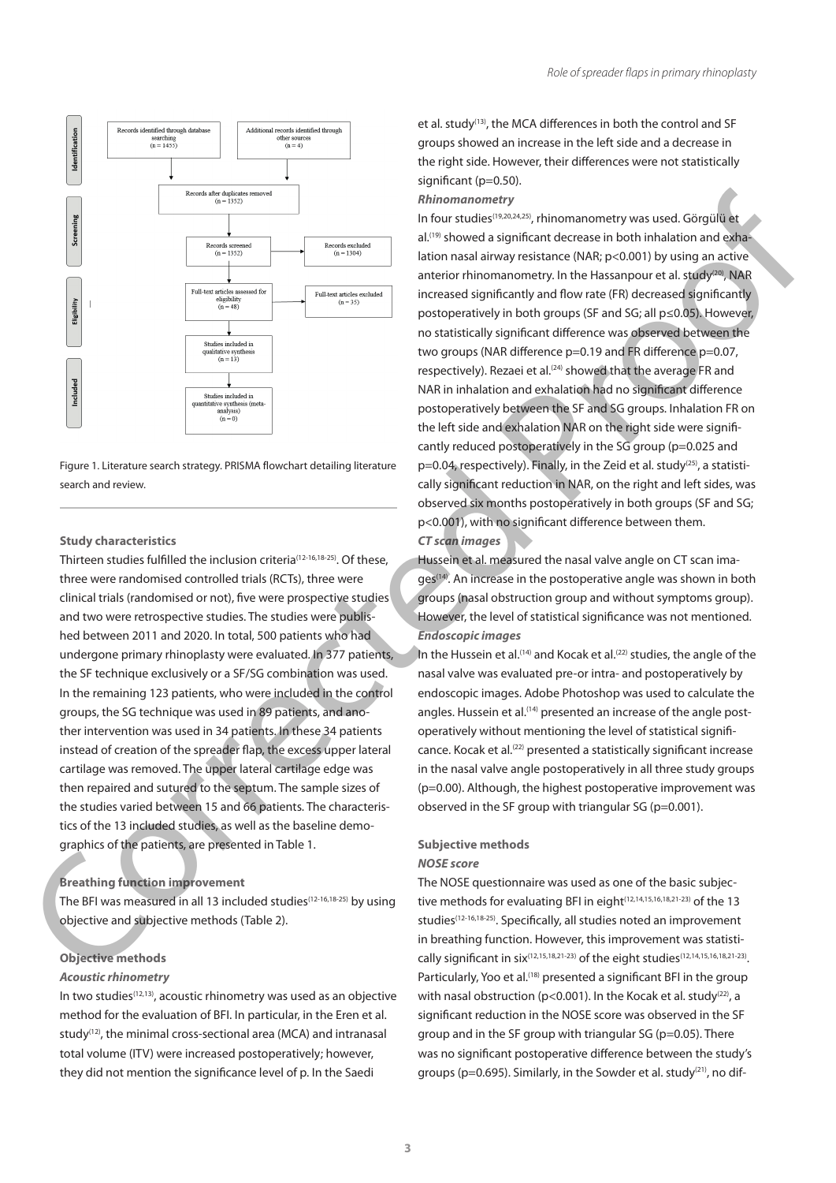- Identification: Records identified through database searching (n = 1455); Additional records identified through other sources (n = 4)
- Records after duplicates removed (n = 1352)
- Screening: Records screened (n = 1352); Records excluded (n = 1304)
- Eligibility: Full-text articles assessed for eligibility (n = 48); Full-text articles excluded (n = 35)
- Studies included in qualitative synthesis (n = 13)
- Included: Studies included in quantitative synthesis (meta-analysis) (n = 0)

Figure 1. Literature search strategy. PRISMA flowchart detailing literature search and review.

### Study characteristics

Thirteen studies fulfilled the inclusion criteria[12-16,18-25]. Of these, three were randomised controlled trials (RCTs), three were clinical trials (randomised or not), five were prospective studies and two were retrospective studies. The studies were published between 2011 and 2020. In total, 500 patients who had undergone primary rhinoplasty were evaluated. In 377 patients, the SF technique exclusively or a SF/SG combination was used. In the remaining 123 patients, who were included in the control groups, the SG technique was used in 89 patients, and another intervention was used in 34 patients. In these 34 patients instead of creation of the spreader flap, the excess upper lateral cartilage was removed. The upper lateral cartilage edge was then repaired and sutured to the septum. The sample sizes of the studies varied between 15 and 66 patients. The characteristics of the 13 included studies, as well as the baseline demographics of the patients, are presented in Table 1.

### Breathing function improvement

The BFI was measured in all 13 included studies[12-16,18-25] by using objective and subjective methods (Table 2).

### Objective methods

#### *Acoustic rhinometry*

In two studies[12,13], acoustic rhinometry was used as an objective method for the evaluation of BFI. In particular, in the Eren et al. study[12], the minimal cross-sectional area (MCA) and intranasal total volume (ITV) were increased postoperatively; however, they did not mention the significance level of p. In the Saedi et al. study[13], the MCA differences in both the control and SF groups showed an increase in the left side and a decrease in the right side. However, their differences were not statistically significant ($p=0.50$).

#### *Rhinomanometry*

In four studies[19,20,24,25], rhinomanometry was used. Görgülü et al.[19] showed a significant decrease in both inhalation and exhalation nasal airway resistance (NAR; $p<0.001$) by using an active anterior rhinomanometry. In the Hassanpour et al. study[20], NAR increased significantly and flow rate (FR) decreased significantly postoperatively in both groups (SF and SG; all $p\leq0.05$). However, no statistically significant difference was observed between the two groups (NAR difference $p=0.19$ and FR difference $p=0.07$, respectively). Rezaei et al.[24] showed that the average FR and NAR in inhalation and exhalation had no significant difference postoperatively between the SF and SG groups. Inhalation FR on the left side and exhalation NAR on the right side were significantly reduced postoperatively in the SG group ($p=0.025$ and $p=0.04$, respectively). Finally, in the Zeid et al. study[25], a statistically significant reduction in NAR, on the right and left sides, was observed six months postoperatively in both groups (SF and SG; $p<0.001$), with no significant difference between them.

#### *CT scan images*

Hussein et al. measured the nasal valve angle on CT scan images[14]. An increase in the postoperative angle was shown in both groups (nasal obstruction group and without symptoms group). However, the level of statistical significance was not mentioned.

#### *Endoscopic images*

In the Hussein et al.[14] and Kocak et al.[22] studies, the angle of the nasal valve was evaluated pre-or intra- and postoperatively by endoscopic images. Adobe Photoshop was used to calculate the angles. Hussein et al.[14] presented an increase of the angle postoperatively without mentioning the level of statistical significance. Kocak et al.[22] presented a statistically significant increase in the nasal valve angle postoperatively in all three study groups ($p=0.00$). Although, the highest postoperative improvement was observed in the SF group with triangular SG ($p=0.001$).

### Subjective methods

#### *NOSE score*

The NOSE questionnaire was used as one of the basic subjective methods for evaluating BFI in eight[12,14,15,16,18,21-23] of the 13 studies[12-16,18-25]. Specifically, all studies noted an improvement in breathing function. However, this improvement was statistically significant in six[12,15,18,21-23] of the eight studies[12,14,15,16,18,21-23]. Particularly, Yoo et al.[18] presented a significant BFI in the group with nasal obstruction ($p<0.001$). In the Kocak et al. study[22], a significant reduction in the NOSE score was observed in the SF group and in the SF group with triangular SG ($p=0.05$). There was no significant postoperative difference between the study's groups ($p=0.695$). Similarly, in the Sowder et al. study[21], no dif-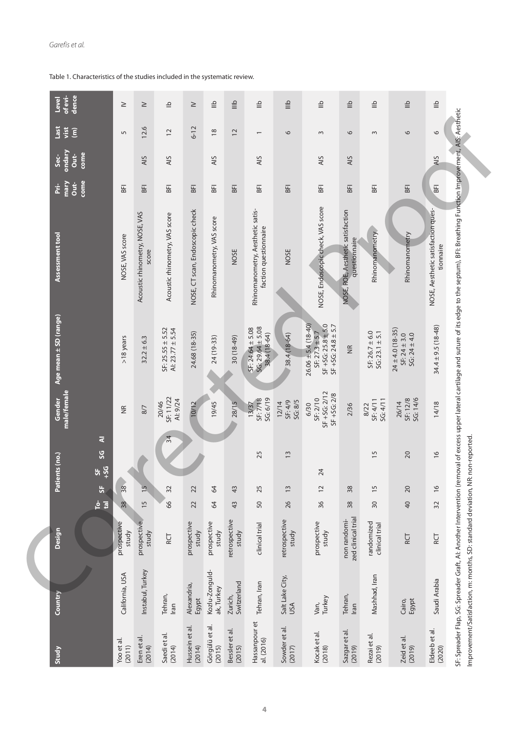Table 1. Characteristics of the studies included in the systematic review.

| Study | Country | Design | Patients (no.) | | | | | Gender male/female | Age mean ± SD (range) | Assessment tool | Primary Outcome | Secondary Outcome | Last visit (m) | Level of evidence |
|---|---|---|---|---|---|---|---|---|---|---|---|---|---|---|
| | | | Total | SF | SF +SG | SG | AI | | | | | | | |
| Yoo et al. (2011) | California, USA | prospective study | 38 | 38 | | | | NR | >18 years | NOSE, VAS score | BFI | | 5 | IV |
| Eren et al. (2014) | Instabul, Turkey | prospective study | 15 | 15 | | | | 8/7 | 32.2 ± 6.3 | Acoustic rhinometry, NOSE, VAS score | BFI | AIS | 12.6 | IV |
| Saedi et al. (2014) | Tehran, Iran | RCT | 66 | 32 | | | 34 | 20/46<br>SF: 11/22<br>AI: 9/24 | SF: 25.55 ± 5.52<br>AI: 23.77 ± 5.54 | Acoustic rhinometry, VAS score | BFI | AIS | 12 | Ib |
| Hussein et al. (2014) | Alexandria, Egypt | prospective study | 22 | 22 | | | | 10/12 | 24.68 (18-35) | NOSE, CT scan, Endoscopic check | BFI | | 6-12 | IV |
| Görgülü et al. (2015) | Kozlu-Zonguldak, Turkey | prospective study | 64 | 64 | | | | 19/45 | 24 (19-33) | Rhinomanometry, VAS score | BFI | AIS | 18 | IIb |
| Bessler et al. (2015) | Zurich, Switzerland | retrospective study | 43 | 43 | | | | 28/15 | 30 (18-49) | NOSE | BFI | | 12 | IIIb |
| Hassanpour et al. (2016) | Tehran, Iran | clinical trial | 50 | 25 | | 25 | | 13/37<br>SF: 7/18<br>SG: 6/19 | SF: 24.64 ± 5.08<br>SG: 29.64 ± 5.08<br>38.4 (18-64) | Rhinomanometry, Aesthetic satisfaction questionnaire | BFI | AIS | 1 | IIb |
| Sowder et al. (2017) | Salt Lake City, USA | retrospective study | 26 | 13 | | 13 | | 12/14<br>SF: 4/9<br>SG: 8/5 | 38.4 (18-64) | NOSE | BFI | | 6 | IIIb |
| Kocak et al. (2018) | Van, Turkey | prospective study | 36 | 12 | 24 | | | 6/30<br>SF: 2/10<br>SF +SG: 2/12<br>SF +SG: 2/8 | 26.06 ± 5.4 (18-40)<br>SF: 27.3 ± 5.7<br>SF +SG: 25.8 ± 5.0<br>SF +SG: 24.8 ± 5.7 | NOSE, Endoscopic check, VAS score | BFI | AIS | 3 | IIb |
| Sazgar et al. (2019) | Tehran, Iran | non randomized clinical trial | 38 | 38 | | | | 2/36 | NR | NOSE, ROE, Aesthetic satisfaction questionnaire | BFI | AIS | 6 | IIb |
| Rezai et al. (2019) | Mashhad, Iran | randomized clinical trial | 30 | 15 | | 15 | | 8/22<br>SF: 4/11<br>SG: 4/11 | SF: 26.7 ± 6.0<br>SG: 23.1 ± 5.1 | Rhinomanometry | BFI | | 3 | IIb |
| Zeid et al. (2019) | Cairo, Egypt | RCT | 40 | 20 | | 20 | | 26/14<br>SF: 12/8<br>SG: 14/6 | 24 ± 4.0 (18-35)<br>SF: 24 ± 3.0<br>SG: 24 ± 4.0 | Rhinomanometry | BFI | | 6 | IIb |
| Eldeeb et al. (2020) | Saudi Arabia | RCT | 32 | 16 | | 16 | | 14/18 | 34.4 ± 9.5 (18-48) | NOSE, Aesthetic satisfaction questionnaire | BFI | AIS | 6 | IIb |

SF: Spreader Flap, SG: Spreader Graft, AI: Another Intervention (removal of excess upper lateral cartilage and suture of its edge to the septum), BFI: Breathing Function Improvement, AIS: Aesthetic Improvement/Satisfaction, m: months, SD: standard deviation, NR: non-reported.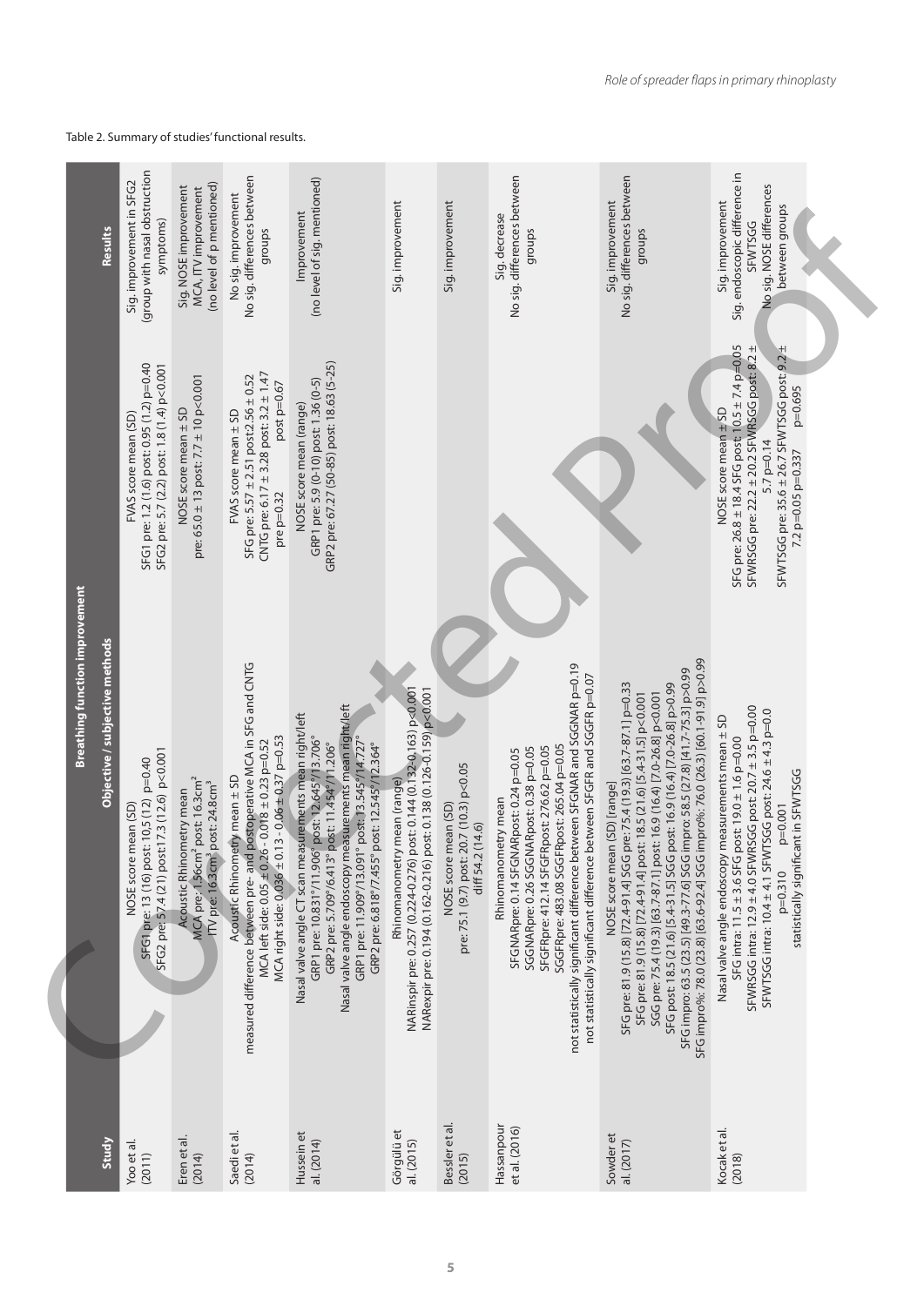Table 2. Summary of studies' functional results.

| Study | Breathing function improvement | | Results |
|---|---|---|---|
| | Objective / subjective methods | | |
| Yoo et al. (2011) | NOSE score mean (SD) SFG1 pre: 13 (16) post: 10.5 (12) p=0.40 SFG2 pre: 57.4 (21) post:17.3 (12.6) p<0.001 | FVAS score mean (SD) SFG1 pre: 1.2 (1.6) post: 0.95 (1.2) p=0.40 SFG2 pre: 5.7 (2.2) post: 1.8 (1.4) p<0.001 | Sig. improvement in SFG2 (group with nasal obstruction symptoms) |
| Eren et al. (2014) | Acoustic Rhinometry mean MCA pre: 1.56cm² post: 16.3cm² ITV pre: 16.3cm³ post: 24.8cm³ | NOSE score mean ± SD pre: 65.0 ± 13 post: 7.7 ± 10 p<0.001 | Sig. NOSE improvement MCA, ITV improvement (no level of p mentioned) |
| Saedi et al. (2014) | Acoustic Rhinometry mean ± SD measured difference between pre- and postoperative MCA in SFG and CNTG MCA left side: 0.05 ± 0.26 - 0.018 ± 0.23 p=0.52 MCA right side: 0.036 ± 0.13 - 0.06 ± 0.37 p=0.53 | FVAS score mean ± SD SFG pre: 5.57 ± 2.51 post:2.56 ± 0.52 CNTG pre: 6.17 ± 3.28 post: 3.2 ± 1.47 pre p=0.32 post p=0.67 | No sig. improvement No sig. differences between groups |
| Hussein et al. (2014) | Nasal valve angle CT scan measurements mean right/left GRP1 pre: 10.831°/11.906° post: 12.645°/13.706° GRP2 pre: 5.709°/6.413° post: 11.454°/11.206° Nasal valve angle endoscopy measurements mean right/left GRP1 pre: 11.909°/13.091° post: 13.545°/14.727° GRP2 pre: 6.818°/7.455° post: 12.545°/12.364° | NOSE score mean (range) GRP1 pre: 5.9 (0-10) post: 1.36 (0-5) GRP2 pre: 67.27 (50-85) post: 18.63 (5-25) | Improvement (no level of sig. mentioned) |
| Görgülü et al. (2015) | Rhinomanometry mean (range) NARinspir pre: 0.257 (0.224-0.276) post: 0.144 (0.132-0.163) p<0.001 NARexpir pre: 0.194 (0.162-0.216) post: 0.138 (0.126-0.159) p<0.001 | | Sig. improvement |
| Bessler et al. (2015) | NOSE score mean (SD) pre: 75.1 (9.7) post: 20.7 (10.3) p<0.05 diff 54.2 (14.6) | | Sig. improvement |
| Hassanpour et al. (2016) | Rhinomanometry mean SFGNARpre: 0.14 SFGNARpost: 0.24 p=0.05 SGGNARpre: 0.26 SGGNARpost: 0.38 p=0.05 SFGFRpre: 412.14 SFGFRpost: 276.62 p=0.05 SGGFRpre: 483.08 SGGFRpost: 265.04 p=0.05 not statistically significant difference between SFGNAR and SGGNAR p=0.19 not statistically significant difference between SFGFR and SGGFR p=0.07 | | Sig. decrease No sig. differences between groups |
| Sowder et al. (2017) | NOSE score mean (SD) [range] SFG pre: 81.9 (15.8) [72.4-91.4] SGG pre: 75.4 (19.3) [63.7-87.1] p=0.33 SFG pre: 81.9 (15.8) [72.4-91.4] post: 18.5 (21.6) [5.4-31.5] p<0.001 SGG pre: 75.4 (19.3) [63.7-87.1] post: 16.9 (16.4) [7.0-26.8] p<0.001 SFG post: 18.5 (21.6) [5.4-31.5] SGG post: 16.9 (16.4) [7.0-26.8] p>0.99 SFG impro: 63.5 (23.5) [49.3-77.6] SGG impro: 58.5 (27.8) [41.7-75.3] p>0.99 SFG impro%: 78.0 (23.8) [63.6-92.4] SGG impro%: 76.0 (26.3) [60.1-91.9] p>0.99 | | Sig. improvement No sig. differences between groups |
| Kocak et al. (2018) | Nasal valve angle endoscopy measurements mean ± SD SFG intra: 11.5 ± 3.6 SFG post: 19.0 ± 1.6 p=0.00 SFWRSGG intra: 12.9 ± 4.0 SFWRSGG post: 20.7 ± 3.5 p=0.00 SFWTSGG intra: 10.4 ± 4.1 SFWTSGG post: 24.6 ± 4.3 p=0.0 p=0.310 p=0.001 statistically significant in SFWTSGG | NOSE score mean ± SD SFG pre: 26.8 ± 18.4 SFG post 10.5 ± 7.4 p=0.05 SFWRSGG pre: 22.2 ± 20.2 SFWRSGG post: 8.2 ± 5.7 p=0.14 SFWTSGG pre: 35.6 ± 26.7 SFWTSGG post: 9.2 ± 7.2 p=0.05 p=0.337 p=0.695 | Sig. improvement Sig. endoscopic difference in SFWTSGG No sig. NOSE differences between groups |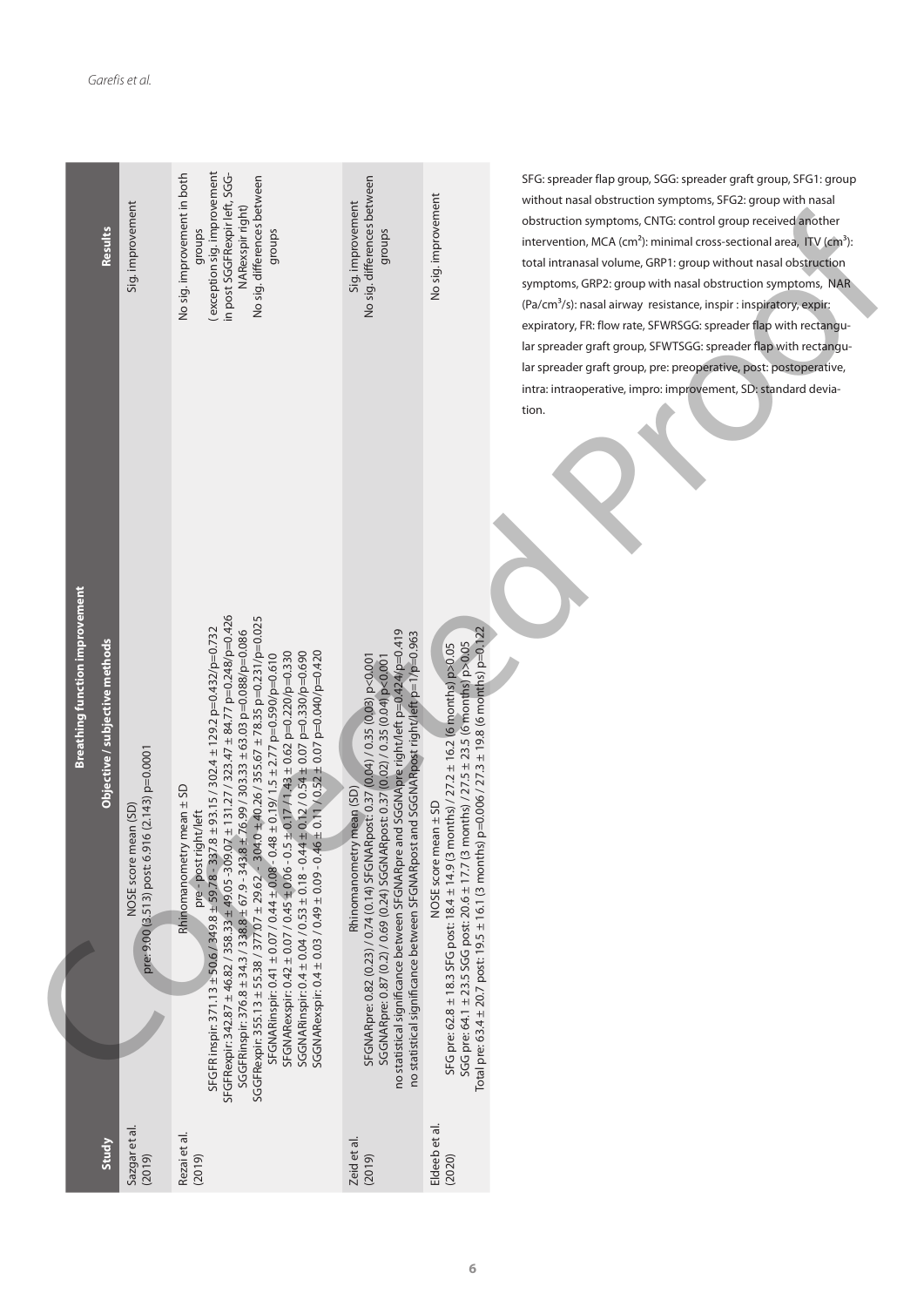| Study | Breathing function improvement Objective / subjective methods | Results |
|---|---|---|
| Sazgar et al. (2019) | NOSE score mean (SD)<br>pre: 9.00 (3.513) post: 6.916 (2.143) p=0.0001 | Sig. improvement |
| Rezai et al. (2019) | Rhinomanometry mean ± SD<br>pre - post right/left<br>SFGFRinspir: 371.13 ± 50.6 / 349.8 ± 59.78 - 337.8 ± 93.15 / 302.4 ± 129.2 p=0.432/p=0.732<br>SFGFRexpir: 342.87 ± 46.82 / 358.33 ± 49.05 - 309.07 ± 131.27 / 323.47 ± 84.77 p=0.248/p=0.426<br>SGGFRinspir: 376.8 ± 34.3 / 338.8 ± 67.9 - 343.8 ± 76.99 / 303.33 ± 63.03 p=0.088/p=0.086<br>SGGFRexpir: 355.13 ± 55.38 / 377.07 ± 29.62 - 304.0 ± 40.26 / 355.67 ± 78.35 p=0.231/p=0.025<br>SFGNARinspir: 0.41 ± 0.07 / 0.44 ± 0.08 - 0.48 ± 0.19/ 1.5 ± 2.77 p=0.590/p=0.610<br>SFGNARexpir: 0.42 ± 0.07 / 0.45 ± 0.06 - 0.5 ± 0.17 / 1.43 ± 0.62 p=0.220/p=0.330<br>SGGNARinspir: 0.4 ± 0.04 / 0.53 ± 0.18 - 0.44 ± 0.12 / 0.54 ± 0.07 p=0.330/p=0.690<br>SGGNARexpir: 0.4 ± 0.03 / 0.49 ± 0.09 - 0.46 ± 0.11 / 0.52 ± 0.07 p=0.040/p=0.420 | No sig. improvement in both groups<br>(exception sig. improvement in post SGGFRexpir left, SGGNARexspir right)<br>No sig. differences between groups |
| Zeid et al. (2019) | Rhinomanometry mean (SD)<br>SFGNARpre: 0.82 (0.23) / 0.74 (0.14) SFGNARpost: 0.37 (0.04) / 0.35 (0.03) p<0.001<br>SGGNARpre: 0.87 (0.2) / 0.69 (0.24) SGGNARpost: 0.37 (0.02) / 0.35 (0.04) p<0.001<br>no statistical significance between SFGNARpre and SGGNApre right/left p=0.424/p=0.419<br>no statistical significance between SFGNARpost and SGGNARpost right/left p=1/p=0.963 | Sig. improvement<br>No sig. differences between groups |
| Eldeeb et al. (2020) | NOSE score mean ± SD<br>SFG pre: 62.8 ± 18.3 SFG post: 18.4 ± 14.9 (3 months) / 27.2 ± 16.2 (6 months) p>0.05<br>SGG pre: 64.1 ± 23.5 SGG post: 20.6 ± 17.7 (3 months) / 27.5 ± 23.5 (6 months) p>0.05<br>Total pre: 63.4 ± 20.7 post: 19.5 ± 16.1 (3 months) p=0.006 / 27.3 ± 19.8 (6 months) p=0.122 | No sig. improvement |

SFG: spreader flap group, SGG: spreader graft group, SFG1: group without nasal obstruction symptoms, SFG2: group with nasal obstruction symptoms, CNTG: control group received another intervention, MCA ($cm^2$): minimal cross-sectional area, ITV ($cm^3$): total intranasal volume, GRP1: group without nasal obstruction symptoms, GRP2: group with nasal obstruction symptoms, NAR ($Pa/cm^3/s$): nasal airway resistance, inspir : inspiratory, expir: expiratory, FR: flow rate, SFWRSGG: spreader flap with rectangular spreader graft group, SFWTSGG: spreader flap with rectangular spreader graft group, pre: preoperative, post: postoperative, intra: intraoperative, impro: improvement, SD: standard deviation.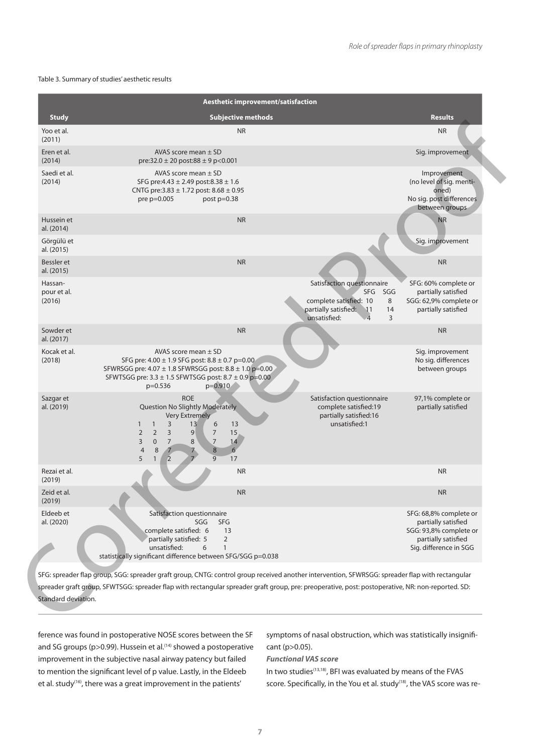Table 3. Summary of studies' aesthetic results

| Aesthetic improvement/satisfaction | | |
|---|---|---|
| **Study** | **Subjective methods** | **Results** |
| Yoo et al. (2011) | NR | NR |
| Eren et al. (2014) | AVAS score mean ± SD<br>pre:32.0 ± 20 post:88 ± 9 p<0.001 | Sig. improvement |
| Saedi et al. (2014) | AVAS score mean ± SD<br>SFG pre:4.43 ± 2.49 post:8.38 ± 1.6<br>CNTG pre:3.83 ± 1.72 post: 8.68 ± 0.95<br>pre p=0.005 post p=0.38 | Improvement (no level of sig. mentioned)<br>No sig. post differences between groups |
| Hussein et al. (2014) | NR | NR |
| Görgülü et al. (2015) | | Sig. improvement |
| Bessler et al. (2015) | NR | NR |
| Hassanpour et al. (2016) | Satisfaction questionnaire<br>SFG SGG<br>complete satisfied: 10 8<br>partially satisfied: 11 14<br>unsatisfied: 4 3 | SFG: 60% complete or partially satisfied<br>SGG: 62,9% complete or partially satisfied |
| Sowder et al. (2017) | NR | NR |
| Kocak et al. (2018) | AVAS score mean ± SD<br>SFG pre: 4.00 ± 1.9 SFG post: 8.8 ± 0.7 p=0.00<br>SFWRSGG pre: 4.07 ± 1.8 SFWRSGG post: 8.8 ± 1.0 p=0.00<br>SFWTSGG pre: 3.3 ± 1.5 SFWTSGG post: 8.7 ± 0.9 p=0.00<br>p=0.536 p=0.910 | Sig. improvement<br>No sig. differences between groups |
| Sazgar et al. (2019) | ROE<br>Question No Slightly Moderately Very Extremely<br>1 1 3 13 6 13<br>2 2 3 9 7 15<br>3 0 7 8 7 14<br>4 8 7 7 8 6<br>5 1 2 7 9 17<br><br>Satisfaction questionnaire<br>complete satisfied:19<br>partially satisfied:16<br>unsatisfied:1 | 97,1% complete or partially satisfied |
| Rezai et al. (2019) | NR | NR |
| Zeid et al. (2019) | NR | NR |
| Eldeeb et al. (2020) | Satisfaction questionnaire<br>SGG SFG<br>complete satisfied: 6 13<br>partially satisfied: 5 2<br>unsatisfied: 6 1<br>statistically significant difference between SFG/SGG p=0.038 | SFG: 68,8% complete or partially satisfied<br>SGG: 93,8% complete or partially satisfied<br>Sig. difference in SGG |

SFG: spreader flap group, SGG: spreader graft group, CNTG: control group received another intervention, SFWRSGG: spreader flap with rectangular spreader graft group, SFWTSGG: spreader flap with rectangular spreader graft group, pre: preoperative, post: postoperative, NR: non-reported. SD: Standard deviation.

ference was found in postoperative NOSE scores between the SF and SG groups (p>0.99). Hussein et al.[14] showed a postoperative improvement in the subjective nasal airway patency but failed to mention the significant level of p value. Lastly, in the Eldeeb et al. study[16], there was a great improvement in the patients' symptoms of nasal obstruction, which was statistically insignificant (p>0.05).

***Functional VAS score***

In two studies[13,18], BFI was evaluated by means of the FVAS score. Specifically, in the You et al. study[18], the VAS score was re-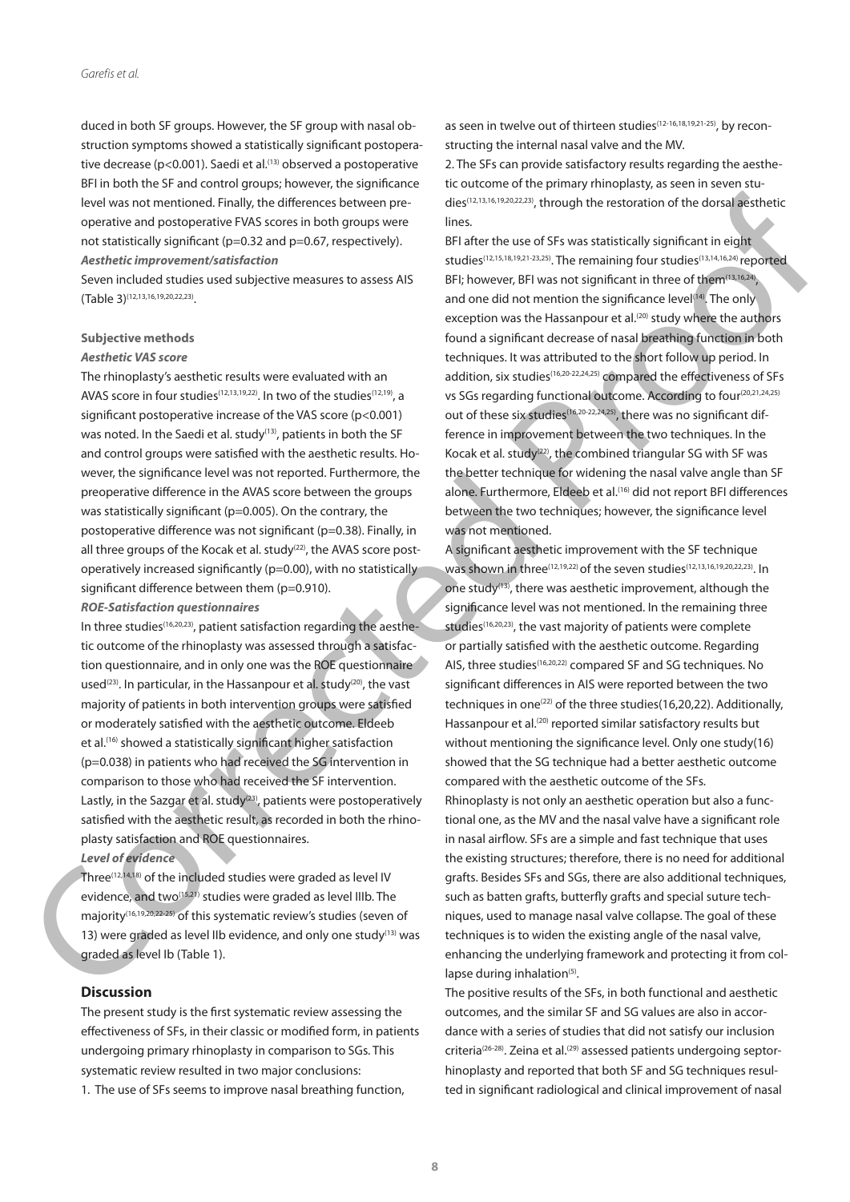duced in both SF groups. However, the SF group with nasal obstruction symptoms showed a statistically significant postoperative decrease ($p<0.001$). Saedi et al.[13] observed a postoperative BFI in both the SF and control groups; however, the significance level was not mentioned. Finally, the differences between preoperative and postoperative FVAS scores in both groups were not statistically significant ($p=0.32$ and $p=0.67$, respectively).

***Aesthetic improvement/satisfaction***

Seven included studies used subjective measures to assess AIS (Table 3)[12,13,16,19,20,22,23].

### Subjective methods

***Aesthetic VAS score***

The rhinoplasty's aesthetic results were evaluated with an AVAS score in four studies[12,13,19,22]. In two of the studies[12,19], a significant postoperative increase of the VAS score ($p<0.001$) was noted. In the Saedi et al. study[13], patients in both the SF and control groups were satisfied with the aesthetic results. However, the significance level was not reported. Furthermore, the preoperative difference in the AVAS score between the groups was statistically significant ($p=0.005$). On the contrary, the postoperative difference was not significant ($p=0.38$). Finally, in all three groups of the Kocak et al. study[22], the AVAS score postoperatively increased significantly ($p=0.00$), with no statistically significant difference between them ($p=0.910$).

***ROE-Satisfaction questionnaires***

In three studies[16,20,23], patient satisfaction regarding the aesthetic outcome of the rhinoplasty was assessed through a satisfaction questionnaire, and in only one was the ROE questionnaire used[23]. In particular, in the Hassanpour et al. study[20], the vast majority of patients in both intervention groups were satisfied or moderately satisfied with the aesthetic outcome. Eldeeb et al.[16] showed a statistically significant higher satisfaction ($p=0.038$) in patients who had received the SG intervention in comparison to those who had received the SF intervention. Lastly, in the Sazgar et al. study[23], patients were postoperatively satisfied with the aesthetic result, as recorded in both the rhinoplasty satisfaction and ROE questionnaires.

***Level of evidence***

Three[12,14,18] of the included studies were graded as level IV evidence, and two[15,21] studies were graded as level IIIb. The majority[16,19,20,22-25] of this systematic review's studies (seven of 13) were graded as level IIb evidence, and only one study[13] was graded as level Ib (Table 1).

## Discussion

The present study is the first systematic review assessing the effectiveness of SFs, in their classic or modified form, in patients undergoing primary rhinoplasty in comparison to SGs. This systematic review resulted in two major conclusions:

1. The use of SFs seems to improve nasal breathing function, as seen in twelve out of thirteen studies[12-16,18,19,21-25], by reconstructing the internal nasal valve and the MV.
2. The SFs can provide satisfactory results regarding the aesthetic outcome of the primary rhinoplasty, as seen in seven studies[12,13,16,19,20,22,23], through the restoration of the dorsal aesthetic lines.

BFI after the use of SFs was statistically significant in eight studies[12,15,18,19,21-23,25]. The remaining four studies[13,14,16,24] reported BFI; however, BFI was not significant in three of them[13,16,24], and one did not mention the significance level[14]. The only exception was the Hassanpour et al.[20] study where the authors found a significant decrease of nasal breathing function in both techniques. It was attributed to the short follow up period. In addition, six studies[16,20-22,24,25] compared the effectiveness of SFs vs SGs regarding functional outcome. According to four[20,21,24,25] out of these six studies[16,20-22,24,25], there was no significant difference in improvement between the two techniques. In the Kocak et al. study[22], the combined triangular SG with SF was the better technique for widening the nasal valve angle than SF alone. Furthermore, Eldeeb et al.[16] did not report BFI differences between the two techniques; however, the significance level was not mentioned.

A significant aesthetic improvement with the SF technique was shown in three[12,19,22] of the seven studies[12,13,16,19,20,22,23]. In one study[13], there was aesthetic improvement, although the significance level was not mentioned. In the remaining three studies[16,20,23], the vast majority of patients were complete or partially satisfied with the aesthetic outcome. Regarding AIS, three studies[16,20,22] compared SF and SG techniques. No significant differences in AIS were reported between the two techniques in one[22] of the three studies(16,20,22). Additionally, Hassanpour et al.[20] reported similar satisfactory results but without mentioning the significance level. Only one study(16) showed that the SG technique had a better aesthetic outcome compared with the aesthetic outcome of the SFs.

Rhinoplasty is not only an aesthetic operation but also a functional one, as the MV and the nasal valve have a significant role in nasal airflow. SFs are a simple and fast technique that uses the existing structures; therefore, there is no need for additional grafts. Besides SFs and SGs, there are also additional techniques, such as batten grafts, butterfly grafts and special suture techniques, used to manage nasal valve collapse. The goal of these techniques is to widen the existing angle of the nasal valve, enhancing the underlying framework and protecting it from collapse during inhalation[5].

The positive results of the SFs, in both functional and aesthetic outcomes, and the similar SF and SG values are also in accordance with a series of studies that did not satisfy our inclusion criteria[26-28]. Zeina et al.[29] assessed patients undergoing septorhinoplasty and reported that both SF and SG techniques resulted in significant radiological and clinical improvement of nasal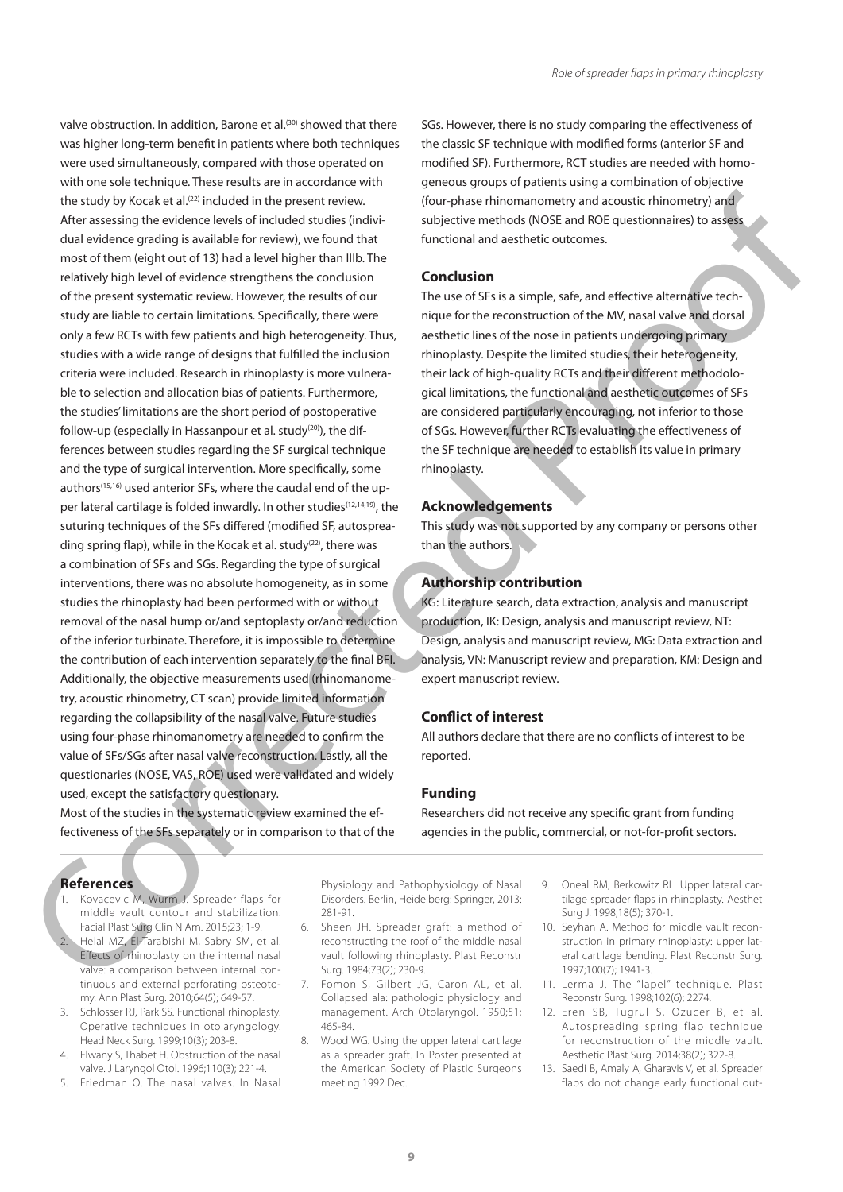valve obstruction. In addition, Barone et al.[30] showed that there was higher long-term benefit in patients where both techniques were used simultaneously, compared with those operated on with one sole technique. These results are in accordance with the study by Kocak et al.[22] included in the present review.

After assessing the evidence levels of included studies (individual evidence grading is available for review), we found that most of them (eight out of 13) had a level higher than IIIb. The relatively high level of evidence strengthens the conclusion of the present systematic review. However, the results of our study are liable to certain limitations. Specifically, there were only a few RCTs with few patients and high heterogeneity. Thus, studies with a wide range of designs that fulfilled the inclusion criteria were included. Research in rhinoplasty is more vulnerable to selection and allocation bias of patients. Furthermore, the studies' limitations are the short period of postoperative follow-up (especially in Hassanpour et al. study[20]), the differences between studies regarding the SF surgical technique and the type of surgical intervention. More specifically, some authors[15,16] used anterior SFs, where the caudal end of the upper lateral cartilage is folded inwardly. In other studies[12,14,19], the suturing techniques of the SFs differed (modified SF, autospreading spring flap), while in the Kocak et al. study[22], there was a combination of SFs and SGs. Regarding the type of surgical interventions, there was no absolute homogeneity, as in some studies the rhinoplasty had been performed with or without removal of the nasal hump or/and septoplasty or/and reduction of the inferior turbinate. Therefore, it is impossible to determine the contribution of each intervention separately to the final BFI. Additionally, the objective measurements used (rhinomanometry, acoustic rhinometry, CT scan) provide limited information regarding the collapsibility of the nasal valve. Future studies using four-phase rhinomanometry are needed to confirm the value of SFs/SGs after nasal valve reconstruction. Lastly, all the questionaries (NOSE, VAS, ROE) used were validated and widely used, except the satisfactory questionary.

Most of the studies in the systematic review examined the effectiveness of the SFs separately or in comparison to that of the SGs. However, there is no study comparing the effectiveness of the classic SF technique with modified forms (anterior SF and modified SF). Furthermore, RCT studies are needed with homogeneous groups of patients using a combination of objective (four-phase rhinomanometry and acoustic rhinometry) and subjective methods (NOSE and ROE questionnaires) to assess functional and aesthetic outcomes.

## Conclusion

The use of SFs is a simple, safe, and effective alternative technique for the reconstruction of the MV, nasal valve and dorsal aesthetic lines of the nose in patients undergoing primary rhinoplasty. Despite the limited studies, their heterogeneity, their lack of high-quality RCTs and their different methodological limitations, the functional and aesthetic outcomes of SFs are considered particularly encouraging, not inferior to those of SGs. However, further RCTs evaluating the effectiveness of the SF technique are needed to establish its value in primary rhinoplasty.

## Acknowledgements

This study was not supported by any company or persons other than the authors.

## Authorship contribution

KG: Literature search, data extraction, analysis and manuscript production, IK: Design, analysis and manuscript review, NT: Design, analysis and manuscript review, MG: Data extraction and analysis, VN: Manuscript review and preparation, KM: Design and expert manuscript review.

## Conflict of interest

All authors declare that there are no conflicts of interest to be reported.

## Funding

Researchers did not receive any specific grant from funding agencies in the public, commercial, or not-for-profit sectors.

## References

1. Kovacevic M, Wurm J. Spreader flaps for middle vault contour and stabilization. Facial Plast Surg Clin N Am. 2015;23; 1-9.
2. Helal MZ, El-Tarabishi M, Sabry SM, et al. Effects of rhinoplasty on the internal nasal valve: a comparison between internal continuous and external perforating osteotomy. Ann Plast Surg. 2010;64(5); 649-57.
3. Schlosser RJ, Park SS. Functional rhinoplasty. Operative techniques in otolaryngology. Head Neck Surg. 1999;10(3); 203-8.
4. Elwany S, Thabet H. Obstruction of the nasal valve. J Laryngol Otol. 1996;110(3); 221-4.
5. Friedman O. The nasal valves. In Nasal Physiology and Pathophysiology of Nasal Disorders. Berlin, Heidelberg: Springer, 2013: 281-91.
6. Sheen JH. Spreader graft: a method of reconstructing the roof of the middle nasal vault following rhinoplasty. Plast Reconstr Surg. 1984;73(2); 230-9.
7. Fomon S, Gilbert JG, Caron AL, et al. Collapsed ala: pathologic physiology and management. Arch Otolaryngol. 1950;51; 465-84.
8. Wood WG. Using the upper lateral cartilage as a spreader graft. In Poster presented at the American Society of Plastic Surgeons meeting 1992 Dec.
9. Oneal RM, Berkowitz RL. Upper lateral cartilage spreader flaps in rhinoplasty. Aesthet Surg J. 1998;18(5); 370-1.
10. Seyhan A. Method for middle vault reconstruction in primary rhinoplasty: upper lateral cartilage bending. Plast Reconstr Surg. 1997;100(7); 1941-3.
11. Lerma J. The "lapel" technique. Plast Reconstr Surg. 1998;102(6); 2274.
12. Eren SB, Tugrul S, Ozucer B, et al. Autospreading spring flap technique for reconstruction of the middle vault. Aesthetic Plast Surg. 2014;38(2); 322-8.
13. Saedi B, Amaly A, Gharavis V, et al. Spreader flaps do not change early functional out-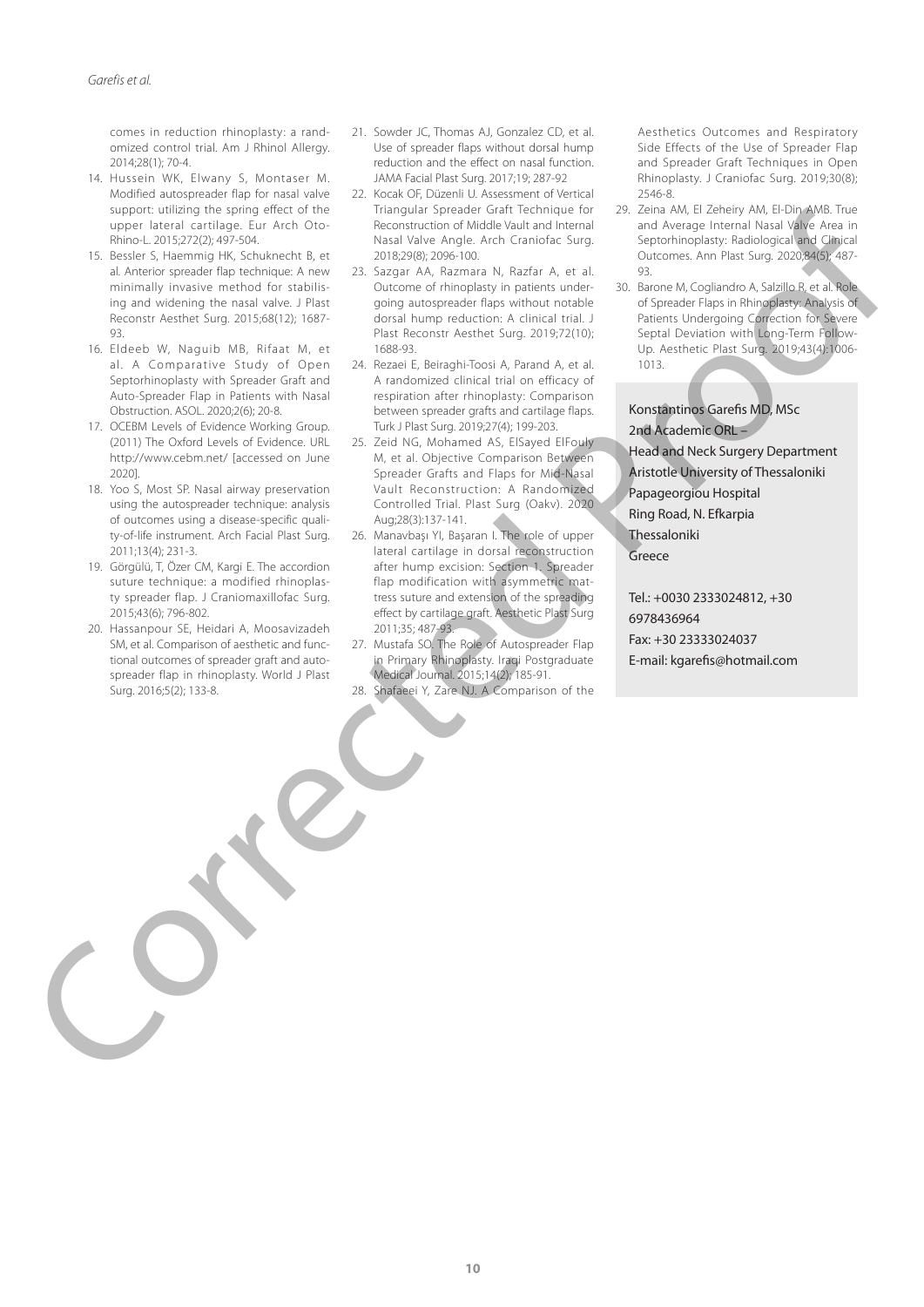comes in reduction rhinoplasty: a randomized control trial. Am J Rhinol Allergy. 2014;28(1); 70-4.

14. Hussein WK, Elwany S, Montaser M. Modified autospreader flap for nasal valve support: utilizing the spring effect of the upper lateral cartilage. Eur Arch Oto-Rhino-L. 2015;272(2); 497-504.
15. Bessler S, Haemmig HK, Schuknecht B, et al. Anterior spreader flap technique: A new minimally invasive method for stabilising and widening the nasal valve. J Plast Reconstr Aesthet Surg. 2015;68(12); 1687-93.
16. Eldeeb W, Naguib MB, Rifaat M, et al. A Comparative Study of Open Septorhinoplasty with Spreader Graft and Auto-Spreader Flap in Patients with Nasal Obstruction. ASOL. 2020;2(6); 20-8.
17. OCEBM Levels of Evidence Working Group. (2011) The Oxford Levels of Evidence. URL http://www.cebm.net/ [accessed on June 2020].
18. Yoo S, Most SP. Nasal airway preservation using the autospreader technique: analysis of outcomes using a disease-specific quality-of-life instrument. Arch Facial Plast Surg. 2011;13(4); 231-3.
19. Görgülü, T, Özer CM, Kargi E. The accordion suture technique: a modified rhinoplasty spreader flap. J Craniomaxillofac Surg. 2015;43(6); 796-802.
20. Hassanpour SE, Heidari A, Moosavizadeh SM, et al. Comparison of aesthetic and functional outcomes of spreader graft and autospreader flap in rhinoplasty. World J Plast Surg. 2016;5(2); 133-8.
21. Sowder JC, Thomas AJ, Gonzalez CD, et al. Use of spreader flaps without dorsal hump reduction and the effect on nasal function. JAMA Facial Plast Surg. 2017;19; 287-92
22. Kocak OF, Düzenli U. Assessment of Vertical Triangular Spreader Graft Technique for Reconstruction of Middle Vault and Internal Nasal Valve Angle. Arch Craniofac Surg. 2018;29(8); 2096-100.
23. Sazgar AA, Razmara N, Razfar A, et al. Outcome of rhinoplasty in patients undergoing autospreader flaps without notable dorsal hump reduction: A clinical trial. J Plast Reconstr Aesthet Surg. 2019;72(10); 1688-93.
24. Rezaei E, Beiraghi-Toosi A, Parand A, et al. A randomized clinical trial on efficacy of respiration after rhinoplasty: Comparison between spreader grafts and cartilage flaps. Turk J Plast Surg. 2019;27(4); 199-203.
25. Zeid NG, Mohamed AS, ElSayed ElFouly M, et al. Objective Comparison Between Spreader Grafts and Flaps for Mid-Nasal Vault Reconstruction: A Randomized Controlled Trial. Plast Surg (Oakv). 2020 Aug;28(3):137-141.
26. Manavbaşı YI, Başaran I. The role of upper lateral cartilage in dorsal reconstruction after hump excision: Section 1. Spreader flap modification with asymmetric mattress suture and extension of the spreading effect by cartilage graft. Aesthetic Plast Surg 2011;35; 487-93.
27. Mustafa SO. The Role of Autospreader Flap in Primary Rhinoplasty. Iraqi Postgraduate Medical Journal. 2015;14(2); 185-91.
28. Shafaeei Y, Zare NJ. A Comparison of the Aesthetics Outcomes and Respiratory Side Effects of the Use of Spreader Flap and Spreader Graft Techniques in Open Rhinoplasty. J Craniofac Surg. 2019;30(8); 2546-8.
29. Zeina AM, El Zeheiry AM, El-Din AMB. True and Average Internal Nasal Valve Area in Septorhinoplasty: Radiological and Clinical Outcomes. Ann Plast Surg. 2020;84(5); 487-93.
30. Barone M, Cogliandro A, Salzillo R, et al. Role of Spreader Flaps in Rhinoplasty: Analysis of Patients Undergoing Correction for Severe Septal Deviation with Long-Term Follow-Up. Aesthetic Plast Surg. 2019;43(4):1006-1013.

Konstantinos Garefis MD, MSc
2nd Academic ORL –
Head and Neck Surgery Department
Aristotle University of Thessaloniki
Papageorgiou Hospital
Ring Road, N. Efkarpia
Thessaloniki
Greece

Tel.: +0030 2333024812, +30 6978436964
Fax: +30 23333024037
E-mail: kgarefis@hotmail.com